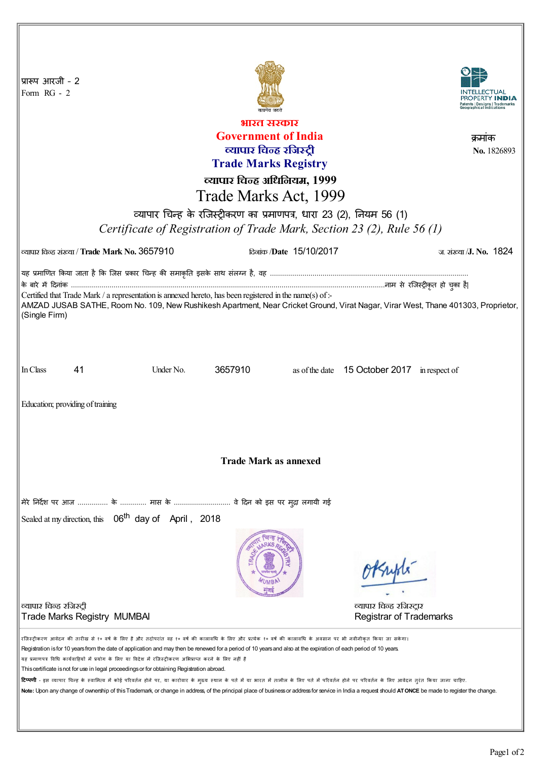प्रारूप आरजी - 2
Form RG - 2

भारत सरकार
**Government of India**
व्यापार चिन्ह रजिस्ट्री
**Trade Marks Registry**

क्रमांक
**No.** 1826893

**व्यापार चिन्ह अधिनियम, 1999**

# Trade Marks Act, 1999

व्यापार चिन्ह के रजिस्ट्रीकरण का प्रमाणपत्र, धारा 23 (2), नियम 56 (1)
*Certificate of Registration of Trade Mark, Section 23 (2), Rule 56 (1)*

व्यापार चिन्ह संख्या / **Trade Mark No.** 3657910 दिनांक /**Date** 15/10/2017 ज. संख्या /**J. No.** 1824

यह प्रमाणित किया जाता है कि जिस प्रकार चिन्ह की समाकृति इसके साथ संलग्न है, वह ................................................................................................ के बारे में दिनांक ..........................................................................................................................................नाम से रजिस्ट्रीकृत हो चुका है।

Certified that Trade Mark / a representation is annexed hereto, has been registered in the name(s) of :-
AMZAD JUSAB SATHE, Room No. 109, New Rushikesh Apartment, Near Cricket Ground, Virat Nagar, Virar West, Thane 401303, Proprietor, (Single Firm)

In Class 41 Under No. 3657910 as of the date 15 October 2017 in respect of

Education; providing of training

**Trade Mark as annexed**

मेरे निर्देश पर आज ............... के ............ मास के ............................ वे दिन को इस पर मुद्रा लगायी गई

Sealed at my direction, this 06th day of April , 2018

व्यापार चिन्ह रजिस्ट्री
Trade Marks Registry MUMBAI

व्यापार चिन्ह रजिस्ट्रार
Registrar of Trademarks

रजिस्ट्रीकरण आवेदन की तारीख से १० वर्ष के लिए है और तदोपरांत वह १० वर्ष की कालावधि के लिए और प्रत्येक १० वर्ष की कालावधि के अवसान पर भी नवीनीकृत किया जा सकेगा।
Registration is for 10 years from the date of application and may then be renewed for a period of 10 years and also at the expiration of each period of 10 years.

यह प्रमाणपत्र विधि कार्यवाहियों में प्रयोग के लिए या विदेश में रजिस्ट्रीकरण अभिप्राप्त करने के लिए नहीं है
This certificate is not for use in legal proceedings or for obtaining Registration abroad.

**टिप्पणी** - इस व्यापार चिन्ह के स्वामित्व में कोई परिवर्तन होने पर, या कारोबार के मुख्य स्थान के पते में या भारत में तामील के लिए पते में परिवर्तन होने पर परिवर्तन के लिए आवेदन तुरंत किया जाना चाहिए।
**Note:** Upon any change of ownership of this Trademark, or change in address, of the principal place of business or address for service in India a request should **AT ONCE** be made to register the change.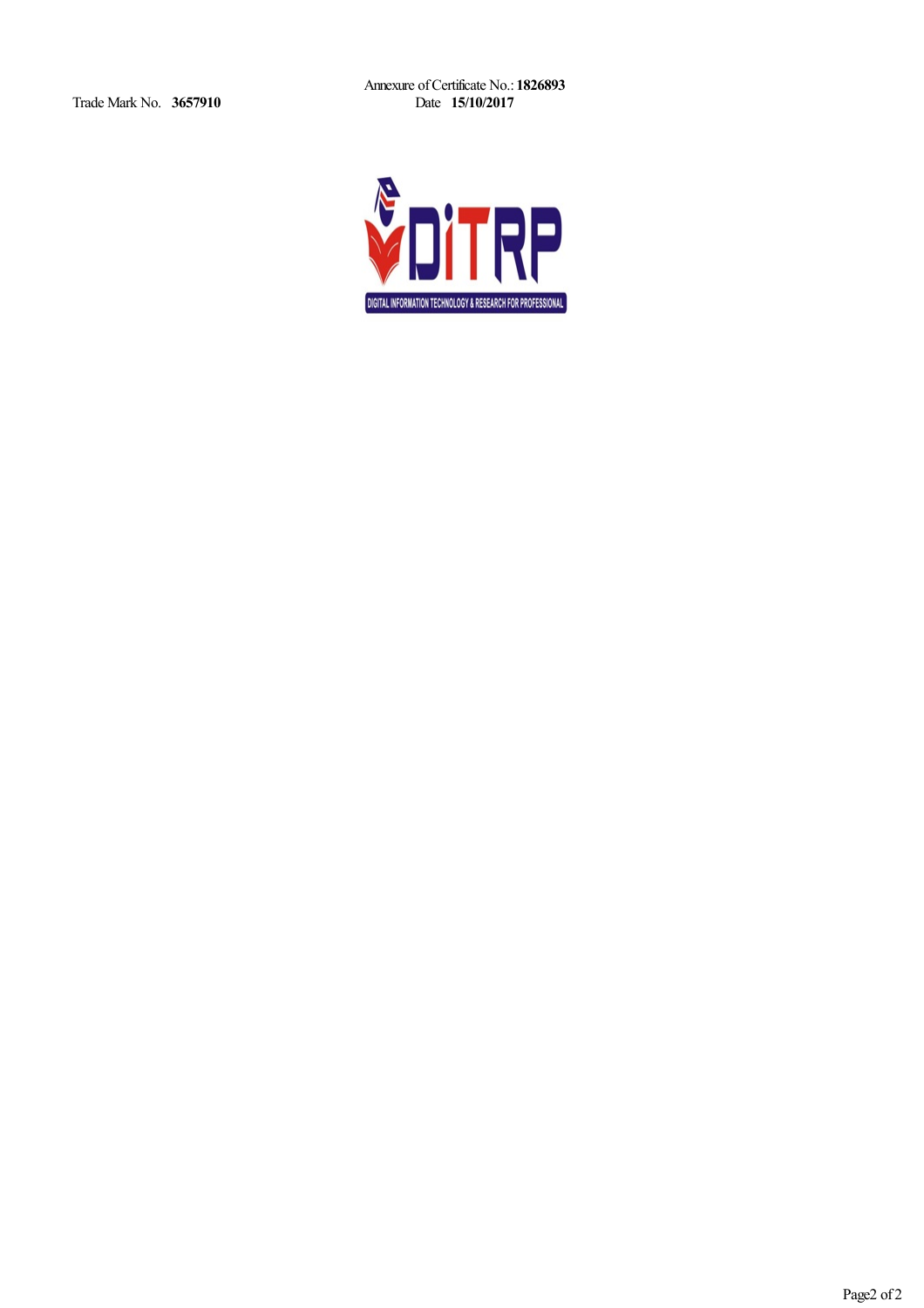Trade Mark No. **3657910**

Annexure of Certificate No.: **1826893**
Date **15/10/2017**

DiTRP

DIGITAL INFORMATION TECHNOLOGY & RESEARCH FOR PROFESSIONAL